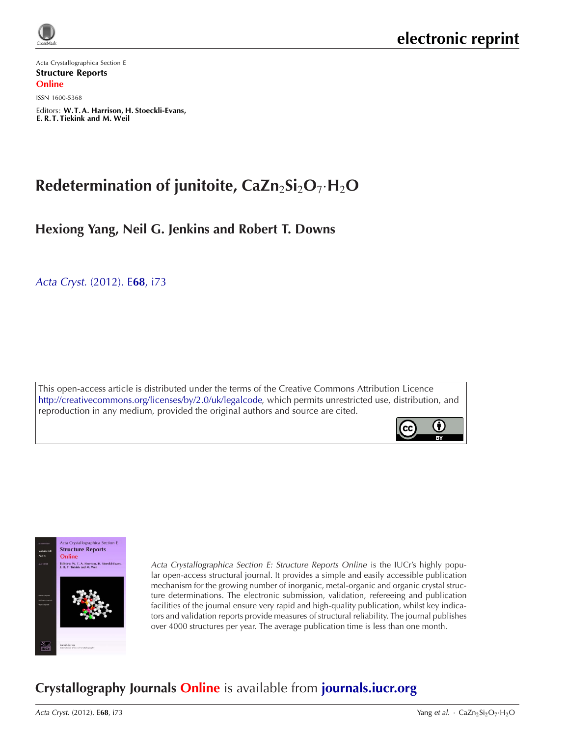electronic reprint

Acta Crystallographica Section E

**Structure Reports Online**

ISSN 1600-5368

Editors: **W.T.A. Harrison, H. Stoeckli-Evans, E. R.T. Tiekink and M. Weil**

# Redetermination of junitoite, $CaZn_2Si_2O_7 \cdot H_2O$

## Hexiong Yang, Neil G. Jenkins and Robert T. Downs

*Acta Cryst.* (2012). E**68**, i73

This open-access article is distributed under the terms of the Creative Commons Attribution Licence http://creativecommons.org/licenses/by/2.0/uk/legalcode, which permits unrestricted use, distribution, and reproduction in any medium, provided the original authors and source are cited.

*Acta Crystallographica Section E: Structure Reports Online* is the IUCr's highly popular open-access structural journal. It provides a simple and easily accessible publication mechanism for the growing number of inorganic, metal-organic and organic crystal structure determinations. The electronic submission, validation, refereeing and publication facilities of the journal ensure very rapid and high-quality publication, whilst key indicators and validation reports provide measures of structural reliability. The journal publishes over 4000 structures per year. The average publication time is less than one month.

## Crystallography Journals Online is available from journals.iucr.org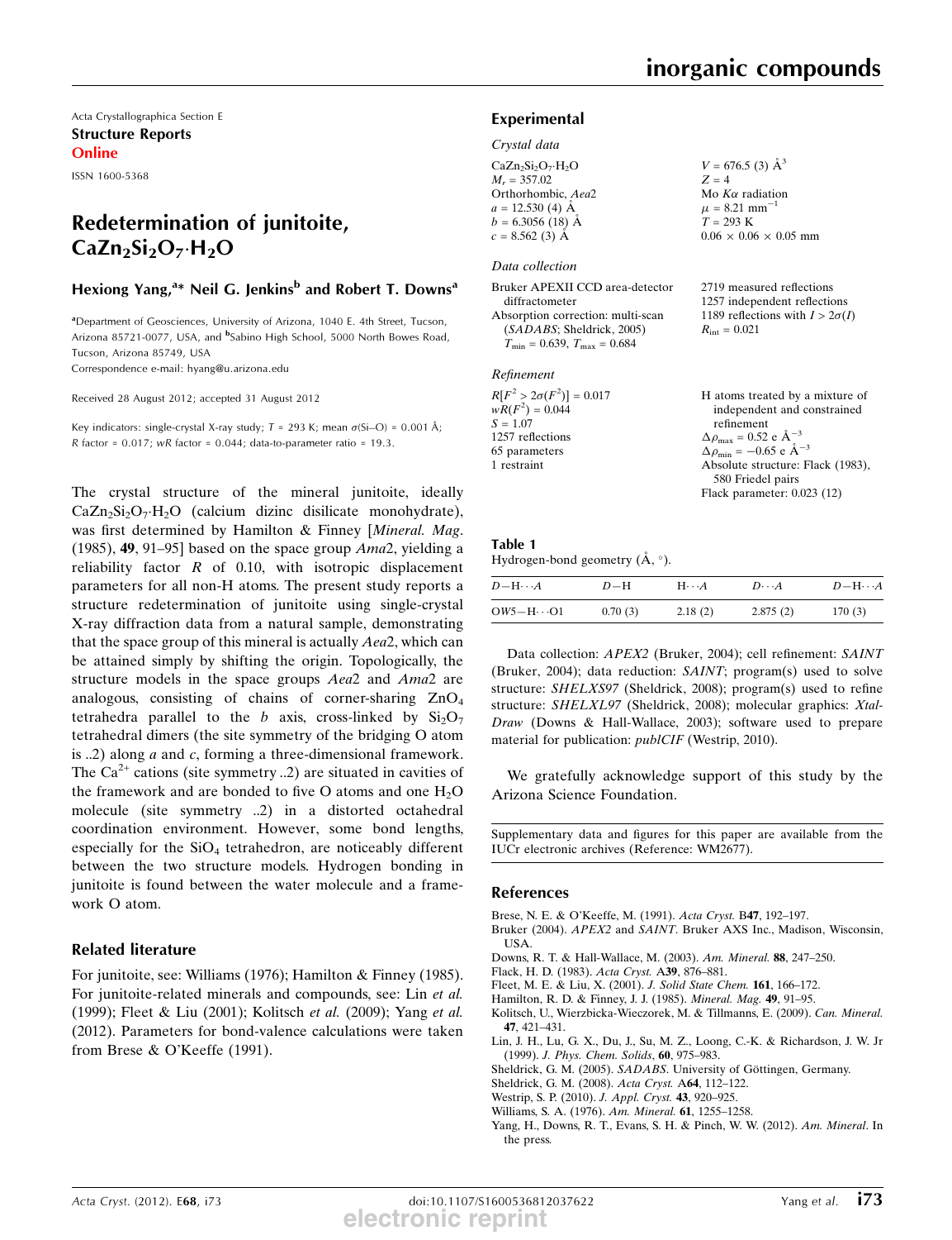Acta Crystallographica Section E

**Structure Reports Online**

ISSN 1600-5368

# Redetermination of junitoite, $CaZn_2Si_2O_7 \cdot H_2O$

**Hexiong Yang,[a]* Neil G. Jenkins[b] and Robert T. Downs[a]**

[a]Department of Geosciences, University of Arizona, 1040 E. 4th Street, Tucson, Arizona 85721-0077, USA, and [b]Sabino High School, 5000 North Bowes Road, Tucson, Arizona 85749, USA

Correspondence e-mail: hyang@u.arizona.edu

Received 28 August 2012; accepted 31 August 2012

Key indicators: single-crystal X-ray study; $T$ = 293 K; mean $\sigma$(Si–O) = 0.001 Å; $R$ factor = 0.017; $wR$ factor = 0.044; data-to-parameter ratio = 19.3.

The crystal structure of the mineral junitoite, ideally $CaZn_2Si_2O_7 \cdot H_2O$ (calcium dizinc disilicate monohydrate), was first determined by Hamilton & Finney [*Mineral. Mag.* (1985), **49**, 91–95] based on the space group *Ama*2, yielding a reliability factor $R$ of 0.10, with isotropic displacement parameters for all non-H atoms. The present study reports a structure redetermination of junitoite using single-crystal X-ray diffraction data from a natural sample, demonstrating that the space group of this mineral is actually *Aea*2, which can be attained simply by shifting the origin. Topologically, the structure models in the space groups *Aea*2 and *Ama*2 are analogous, consisting of chains of corner-sharing $ZnO_4$ tetrahedra parallel to the $b$ axis, cross-linked by $Si_2O_7$ tetrahedral dimers (the site symmetry of the bridging O atom is ..2) along $a$ and $c$, forming a three-dimensional framework. The $Ca^{2+}$ cations (site symmetry ..2) are situated in cavities of the framework and are bonded to five O atoms and one $H_2O$ molecule (site symmetry ..2) in a distorted octahedral coordination environment. However, some bond lengths, especially for the $SiO_4$ tetrahedron, are noticeably different between the two structure models. Hydrogen bonding in junitoite is found between the water molecule and a framework O atom.

## Related literature

For junitoite, see: Williams (1976); Hamilton & Finney (1985). For junitoite-related minerals and compounds, see: Lin *et al.* (1999); Fleet & Liu (2001); Kolitsch *et al.* (2009); Yang *et al.* (2012). Parameters for bond-valence calculations were taken from Brese & O'Keeffe (1991).

## Experimental

### Crystal data

$CaZn_2Si_2O_7 \cdot H_2O$
$M_r$ = 357.02
Orthorhombic, *Aea*2
$a$ = 12.530 (4) Å
$b$ = 6.3056 (18) Å
$c$ = 8.562 (3) Å
$V$ = 676.5 (3) Å$^3$
$Z$ = 4
Mo $K\alpha$ radiation
$\mu$ = 8.21 mm$^{-1}$
$T$ = 293 K
0.06 × 0.06 × 0.05 mm

### Data collection

Bruker APEXII CCD area-detector diffractometer
Absorption correction: multi-scan (*SADABS*; Sheldrick, 2005)
$T_{min}$ = 0.639, $T_{max}$ = 0.684
2719 measured reflections
1257 independent reflections
1189 reflections with $I > 2\sigma(I)$
$R_{int}$ = 0.021

### Refinement

$R[F^2 > 2\sigma(F^2)]$ = 0.017
$wR(F^2)$ = 0.044
$S$ = 1.07
1257 reflections
65 parameters
1 restraint
H atoms treated by a mixture of independent and constrained refinement
$\Delta\rho_{max}$ = 0.52 e Å$^{-3}$
$\Delta\rho_{min}$ = −0.65 e Å$^{-3}$
Absolute structure: Flack (1983), 580 Friedel pairs
Flack parameter: 0.023 (12)

**Table 1**
Hydrogen-bond geometry (Å, °).

| $D$—H···$A$ | $D$—H | H···$A$ | $D$···$A$ | $D$—H···$A$ |
|---|---|---|---|---|
| OW5—H···O1 | 0.70 (3) | 2.18 (2) | 2.875 (2) | 170 (3) |

Data collection: *APEX2* (Bruker, 2004); cell refinement: *SAINT* (Bruker, 2004); data reduction: *SAINT*; program(s) used to solve structure: *SHELXS97* (Sheldrick, 2008); program(s) used to refine structure: *SHELXL97* (Sheldrick, 2008); molecular graphics: *Xtal-Draw* (Downs & Hall-Wallace, 2003); software used to prepare material for publication: *publCIF* (Westrip, 2010).

We gratefully acknowledge support of this study by the Arizona Science Foundation.

Supplementary data and figures for this paper are available from the IUCr electronic archives (Reference: WM2677).

## References

Brese, N. E. & O'Keeffe, M. (1991). *Acta Cryst.* B**47**, 192–197.
Bruker (2004). *APEX2* and *SAINT*. Bruker AXS Inc., Madison, Wisconsin, USA.
Downs, R. T. & Hall-Wallace, M. (2003). *Am. Mineral.* **88**, 247–250.
Flack, H. D. (1983). *Acta Cryst.* A**39**, 876–881.
Fleet, M. E. & Liu, X. (2001). *J. Solid State Chem.* **161**, 166–172.
Hamilton, R. D. & Finney, J. J. (1985). *Mineral. Mag.* **49**, 91–95.
Kolitsch, U., Wierzbicka-Wieczorek, M. & Tillmanns, E. (2009). *Can. Mineral.* **47**, 421–431.
Lin, J. H., Lu, G. X., Du, J., Su, M. Z., Loong, C.-K. & Richardson, J. W. Jr (1999). *J. Phys. Chem. Solids*, **60**, 975–983.
Sheldrick, G. M. (2005). *SADABS*. University of Göttingen, Germany.
Sheldrick, G. M. (2008). *Acta Cryst.* A**64**, 112–122.
Westrip, S. P. (2010). *J. Appl. Cryst.* **43**, 920–925.
Williams, S. A. (1976). *Am. Mineral.* **61**, 1255–1258.
Yang, H., Downs, R. T., Evans, S. H. & Pinch, W. W. (2012). *Am. Mineral.* In the press.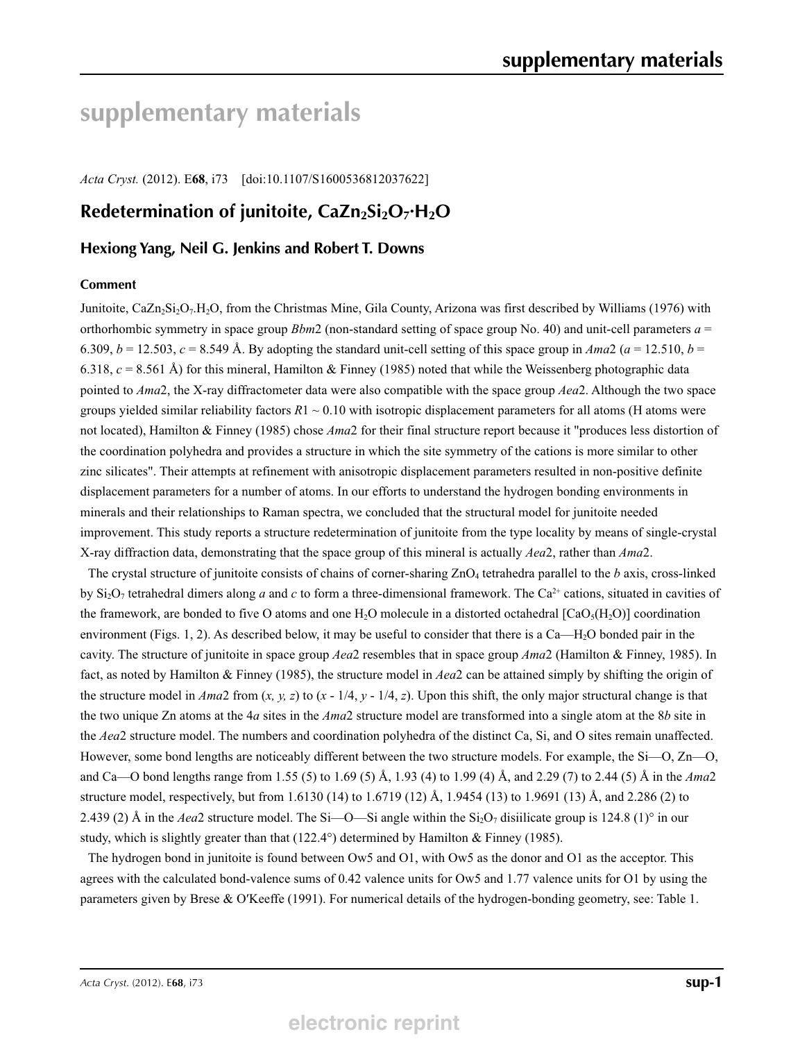# supplementary materials

*Acta Cryst.* (2012). E**68**, i73 [doi:10.1107/S1600536812037622]

## Redetermination of junitoite, $CaZn_2Si_2O_7{\cdot}H_2O$

### Hexiong Yang, Neil G. Jenkins and Robert T. Downs

#### Comment

Junitoite, $CaZn_2Si_2O_7.H_2O$, from the Christmas Mine, Gila County, Arizona was first described by Williams (1976) with orthorhombic symmetry in space group *Bbm*2 (non-standard setting of space group No. 40) and unit-cell parameters *a* = 6.309, *b* = 12.503, *c* = 8.549 Å. By adopting the standard unit-cell setting of this space group in *Ama*2 (*a* = 12.510, *b* = 6.318, *c* = 8.561 Å) for this mineral, Hamilton & Finney (1985) noted that while the Weissenberg photographic data pointed to *Ama*2, the X-ray diffractometer data were also compatible with the space group *Aea*2. Although the two space groups yielded similar reliability factors $R1 \sim 0.10$ with isotropic displacement parameters for all atoms (H atoms were not located), Hamilton & Finney (1985) chose *Ama*2 for their final structure report because it "produces less distortion of the coordination polyhedra and provides a structure in which the site symmetry of the cations is more similar to other zinc silicates". Their attempts at refinement with anisotropic displacement parameters resulted in non-positive definite displacement parameters for a number of atoms. In our efforts to understand the hydrogen bonding environments in minerals and their relationships to Raman spectra, we concluded that the structural model for junitoite needed improvement. This study reports a structure redetermination of junitoite from the type locality by means of single-crystal X-ray diffraction data, demonstrating that the space group of this mineral is actually *Aea*2, rather than *Ama*2.

The crystal structure of junitoite consists of chains of corner-sharing $ZnO_4$ tetrahedra parallel to the *b* axis, cross-linked by $Si_2O_7$ tetrahedral dimers along *a* and *c* to form a three-dimensional framework. The $Ca^{2+}$ cations, situated in cavities of the framework, are bonded to five O atoms and one $H_2O$ molecule in a distorted octahedral $[CaO_5(H_2O)]$ coordination environment (Figs. 1, 2). As described below, it may be useful to consider that there is a Ca—$H_2O$ bonded pair in the cavity. The structure of junitoite in space group *Aea*2 resembles that in space group *Ama*2 (Hamilton & Finney, 1985). In fact, as noted by Hamilton & Finney (1985), the structure model in *Aea*2 can be attained simply by shifting the origin of the structure model in *Ama*2 from (*x, y, z*) to (*x* - 1/4, *y* - 1/4, *z*). Upon this shift, the only major structural change is that the two unique Zn atoms at the 4*a* sites in the *Ama*2 structure model are transformed into a single atom at the 8*b* site in the *Aea*2 structure model. The numbers and coordination polyhedra of the distinct Ca, Si, and O sites remain unaffected. However, some bond lengths are noticeably different between the two structure models. For example, the Si—O, Zn—O, and Ca—O bond lengths range from 1.55 (5) to 1.69 (5) Å, 1.93 (4) to 1.99 (4) Å, and 2.29 (7) to 2.44 (5) Å in the *Ama*2 structure model, respectively, but from 1.6130 (14) to 1.6719 (12) Å, 1.9454 (13) to 1.9691 (13) Å, and 2.286 (2) to 2.439 (2) Å in the *Aea*2 structure model. The Si—O—Si angle within the $Si_2O_7$ disiilicate group is 124.8 (1)° in our study, which is slightly greater than that (122.4°) determined by Hamilton & Finney (1985).

The hydrogen bond in junitoite is found between Ow5 and O1, with Ow5 as the donor and O1 as the acceptor. This agrees with the calculated bond-valence sums of 0.42 valence units for Ow5 and 1.77 valence units for O1 by using the parameters given by Brese & O′Keeffe (1991). For numerical details of the hydrogen-bonding geometry, see: Table 1.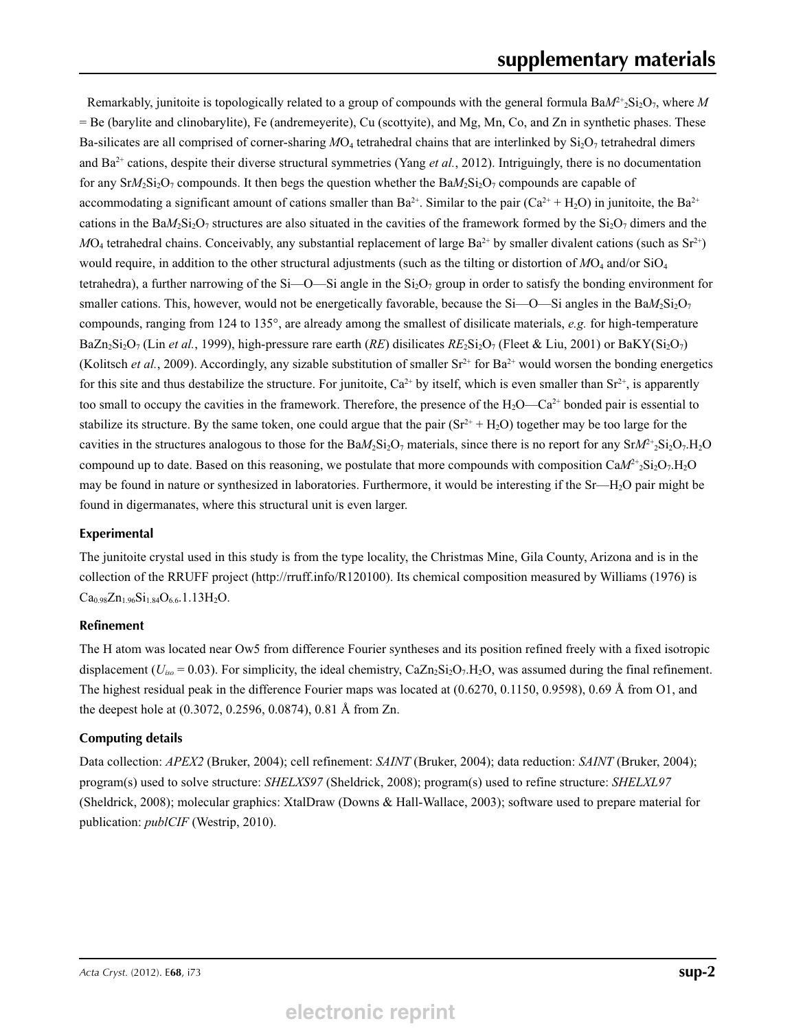Remarkably, junitoite is topologically related to a group of compounds with the general formula $BaM^{2+}_2Si_2O_7$, where *M* = Be (barylite and clinobarylite), Fe (andremeyerite), Cu (scottyite), and Mg, Mn, Co, and Zn in synthetic phases. These Ba-silicates are all comprised of corner-sharing $MO_4$ tetrahedral chains that are interlinked by $Si_2O_7$ tetrahedral dimers and $Ba^{2+}$ cations, despite their diverse structural symmetries (Yang *et al.*, 2012). Intriguingly, there is no documentation for any $SrM_2Si_2O_7$ compounds. It then begs the question whether the $BaM_2Si_2O_7$ compounds are capable of accommodating a significant amount of cations smaller than $Ba^{2+}$. Similar to the pair ($Ca^{2+}$ + $H_2O$) in junitoite, the $Ba^{2+}$ cations in the $BaM_2Si_2O_7$ structures are also situated in the cavities of the framework formed by the $Si_2O_7$ dimers and the $MO_4$ tetrahedral chains. Conceivably, any substantial replacement of large $Ba^{2+}$ by smaller divalent cations (such as $Sr^{2+}$) would require, in addition to the other structural adjustments (such as the tilting or distortion of $MO_4$ and/or $SiO_4$ tetrahedra), a further narrowing of the Si—O—Si angle in the $Si_2O_7$ group in order to satisfy the bonding environment for smaller cations. This, however, would not be energetically favorable, because the Si—O—Si angles in the $BaM_2Si_2O_7$ compounds, ranging from 124 to 135°, are already among the smallest of disilicate materials, *e.g.* for high-temperature $BaZn_2Si_2O_7$ (Lin *et al.*, 1999), high-pressure rare earth (*RE*) disilicates $RE_2Si_2O_7$ (Fleet & Liu, 2001) or $BaKY(Si_2O_7)$ (Kolitsch *et al.*, 2009). Accordingly, any sizable substitution of smaller $Sr^{2+}$ for $Ba^{2+}$ would worsen the bonding energetics for this site and thus destabilize the structure. For junitoite, $Ca^{2+}$ by itself, which is even smaller than $Sr^{2+}$, is apparently too small to occupy the cavities in the framework. Therefore, the presence of the $H_2O$—$Ca^{2+}$ bonded pair is essential to stabilize its structure. By the same token, one could argue that the pair ($Sr^{2+}$ + $H_2O$) together may be too large for the cavities in the structures analogous to those for the $BaM_2Si_2O_7$ materials, since there is no report for any $SrM^{2+}_2Si_2O_7.H_2O$ compound up to date. Based on this reasoning, we postulate that more compounds with composition $CaM^{2+}_2Si_2O_7.H_2O$ may be found in nature or synthesized in laboratories. Furthermore, it would be interesting if the Sr—$H_2O$ pair might be found in digermanates, where this structural unit is even larger.

### Experimental

The junitoite crystal used in this study is from the type locality, the Christmas Mine, Gila County, Arizona and is in the collection of the RRUFF project (http://rruff.info/R120100). Its chemical composition measured by Williams (1976) is $Ca_{0.98}Zn_{1.96}Si_{1.84}O_{6.6}.1.13H_2O$.

### Refinement

The H atom was located near Ow5 from difference Fourier syntheses and its position refined freely with a fixed isotropic displacement ($U_{iso}$ = 0.03). For simplicity, the ideal chemistry, $CaZn_2Si_2O_7.H_2O$, was assumed during the final refinement. The highest residual peak in the difference Fourier maps was located at (0.6270, 0.1150, 0.9598), 0.69 Å from O1, and the deepest hole at (0.3072, 0.2596, 0.0874), 0.81 Å from Zn.

### Computing details

Data collection: *APEX2* (Bruker, 2004); cell refinement: *SAINT* (Bruker, 2004); data reduction: *SAINT* (Bruker, 2004); program(s) used to solve structure: *SHELXS97* (Sheldrick, 2008); program(s) used to refine structure: *SHELXL97* (Sheldrick, 2008); molecular graphics: XtalDraw (Downs & Hall-Wallace, 2003); software used to prepare material for publication: *publCIF* (Westrip, 2010).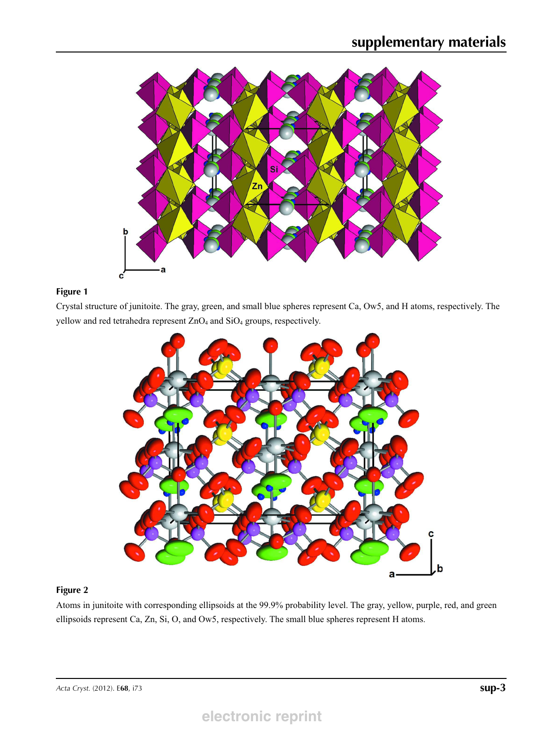**Figure 1**

Crystal structure of junitoite. The gray, green, and small blue spheres represent Ca, Ow5, and H atoms, respectively. The yellow and red tetrahedra represent $ZnO_4$ and $SiO_4$ groups, respectively.

**Figure 2**

Atoms in junitoite with corresponding ellipsoids at the 99.9% probability level. The gray, yellow, purple, red, and green ellipsoids represent Ca, Zn, Si, O, and Ow5, respectively. The small blue spheres represent H atoms.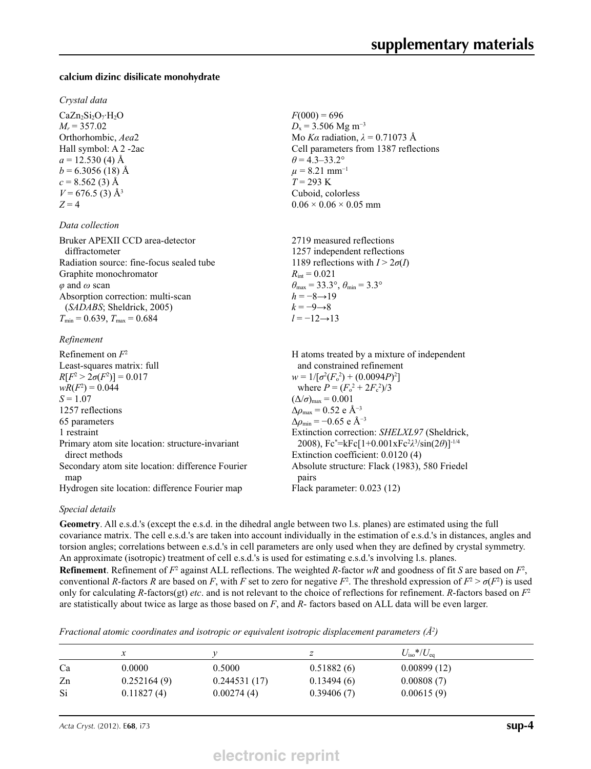**calcium dizinc disilicate monohydrate**

*Crystal data*

$CaZn_2Si_2O_7{\cdot}H_2O$
$M_r$ = 357.02
Orthorhombic, *Aea*2
Hall symbol: A 2 -2ac
*a* = 12.530 (4) Å
*b* = 6.3056 (18) Å
*c* = 8.562 (3) Å
*V* = 676.5 (3) Å$^3$
*Z* = 4
*F*(000) = 696
$D_x$ = 3.506 Mg m$^{-3}$
Mo *Kα* radiation, *λ* = 0.71073 Å
Cell parameters from 1387 reflections
*θ* = 4.3–33.2°
*μ* = 8.21 mm$^{-1}$
*T* = 293 K
Cuboid, colorless
0.06 × 0.06 × 0.05 mm

*Data collection*

Bruker APEXII CCD area-detector diffractometer
Radiation source: fine-focus sealed tube
Graphite monochromator
*φ* and *ω* scan
Absorption correction: multi-scan (*SADABS*; Sheldrick, 2005)
$T_{min}$ = 0.639, $T_{max}$ = 0.684
2719 measured reflections
1257 independent reflections
1189 reflections with $I > 2\sigma(I)$
$R_{int}$ = 0.021
$\theta_{max}$ = 33.3°, $\theta_{min}$ = 3.3°
*h* = −8→19
*k* = −9→8
*l* = −12→13

*Refinement*

Refinement on $F^2$
Least-squares matrix: full
$R[F^2 > 2\sigma(F^2)]$ = 0.017
$wR(F^2)$ = 0.044
*S* = 1.07
1257 reflections
65 parameters
1 restraint
Primary atom site location: structure-invariant direct methods
Secondary atom site location: difference Fourier map
Hydrogen site location: difference Fourier map
H atoms treated by a mixture of independent and constrained refinement
$w = 1/[\sigma^2(F_o^2) + (0.0094P)^2]$
where $P = (F_o^2 + 2F_c^2)/3$
$(\Delta/\sigma)_{max}$ = 0.001
$\Delta\rho_{max}$ = 0.52 e Å$^{-3}$
$\Delta\rho_{min}$ = −0.65 e Å$^{-3}$
Extinction correction: *SHELXL97* (Sheldrick, 2008), $Fc^*=kFc[1+0.001xFc^2\lambda^3/\sin(2\theta)]^{-1/4}$
Extinction coefficient: 0.0120 (4)
Absolute structure: Flack (1983), 580 Friedel pairs
Flack parameter: 0.023 (12)

*Special details*

**Geometry**. All e.s.d.'s (except the e.s.d. in the dihedral angle between two l.s. planes) are estimated using the full covariance matrix. The cell e.s.d.'s are taken into account individually in the estimation of e.s.d.'s in distances, angles and torsion angles; correlations between e.s.d.'s in cell parameters are only used when they are defined by crystal symmetry. An approximate (isotropic) treatment of cell e.s.d.'s is used for estimating e.s.d.'s involving l.s. planes.

**Refinement**. Refinement of $F^2$ against ALL reflections. The weighted *R*-factor *wR* and goodness of fit *S* are based on $F^2$, conventional *R*-factors *R* are based on *F*, with *F* set to zero for negative $F^2$. The threshold expression of $F^2 > \sigma(F^2)$ is used only for calculating *R*-factors(gt) *etc*. and is not relevant to the choice of reflections for refinement. *R*-factors based on $F^2$ are statistically about twice as large as those based on *F*, and *R*- factors based on ALL data will be even larger.

*Fractional atomic coordinates and isotropic or equivalent isotropic displacement parameters (Å$^2$)*

| | *x* | *y* | *z* | $U_{iso}$*/$U_{eq}$ |
|---|---|---|---|---|
| Ca | 0.0000 | 0.5000 | 0.51882 (6) | 0.00899 (12) |
| Zn | 0.252164 (9) | 0.244531 (17) | 0.13494 (6) | 0.00808 (7) |
| Si | 0.11827 (4) | 0.00274 (4) | 0.39406 (7) | 0.00615 (9) |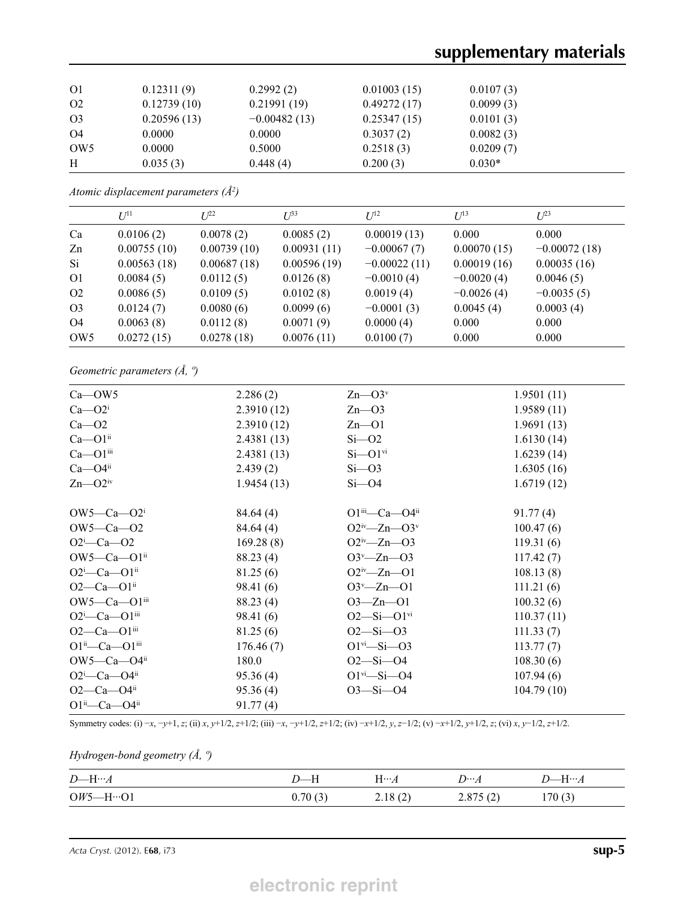| | | | | |
|---|---|---|---|---|
| O1 | 0.12311 (9) | 0.2992 (2) | 0.01003 (15) | 0.0107 (3) |
| O2 | 0.12739 (10) | 0.21991 (19) | 0.49272 (17) | 0.0099 (3) |
| O3 | 0.20596 (13) | −0.00482 (13) | 0.25347 (15) | 0.0101 (3) |
| O4 | 0.0000 | 0.0000 | 0.3037 (2) | 0.0082 (3) |
| OW5 | 0.0000 | 0.5000 | 0.2518 (3) | 0.0209 (7) |
| H | 0.035 (3) | 0.448 (4) | 0.200 (3) | 0.030* |

*Atomic displacement parameters (Å$^2$)*

| | $U^{11}$ | $U^{22}$ | $U^{33}$ | $U^{12}$ | $U^{13}$ | $U^{23}$ |
|---|---|---|---|---|---|---|
| Ca | 0.0106 (2) | 0.0078 (2) | 0.0085 (2) | 0.00019 (13) | 0.000 | 0.000 |
| Zn | 0.00755 (10) | 0.00739 (10) | 0.00931 (11) | −0.00067 (7) | 0.00070 (15) | −0.00072 (18) |
| Si | 0.00563 (18) | 0.00687 (18) | 0.00596 (19) | −0.00022 (11) | 0.00019 (16) | 0.00035 (16) |
| O1 | 0.0084 (5) | 0.0112 (5) | 0.0126 (8) | −0.0010 (4) | −0.0020 (4) | 0.0046 (5) |
| O2 | 0.0086 (5) | 0.0109 (5) | 0.0102 (8) | 0.0019 (4) | −0.0026 (4) | −0.0035 (5) |
| O3 | 0.0124 (7) | 0.0080 (6) | 0.0099 (6) | −0.0001 (3) | 0.0045 (4) | 0.0003 (4) |
| O4 | 0.0063 (8) | 0.0112 (8) | 0.0071 (9) | 0.0000 (4) | 0.000 | 0.000 |
| OW5 | 0.0272 (15) | 0.0278 (18) | 0.0076 (11) | 0.0100 (7) | 0.000 | 0.000 |

*Geometric parameters (Å, º)*

| | | | |
|---|---|---|---|
| Ca—OW5 | 2.286 (2) | Zn—O3$^{v}$ | 1.9501 (11) |
| Ca—O2$^{i}$ | 2.3910 (12) | Zn—O3 | 1.9589 (11) |
| Ca—O2 | 2.3910 (12) | Zn—O1 | 1.9691 (13) |
| Ca—O1$^{ii}$ | 2.4381 (13) | Si—O2 | 1.6130 (14) |
| Ca—O1$^{iii}$ | 2.4381 (13) | Si—O1$^{vi}$ | 1.6239 (14) |
| Ca—O4$^{ii}$ | 2.439 (2) | Si—O3 | 1.6305 (16) |
| Zn—O2$^{iv}$ | 1.9454 (13) | Si—O4 | 1.6719 (12) |
| | | | |
| OW5—Ca—O2$^{i}$ | 84.64 (4) | O1$^{iii}$—Ca—O4$^{ii}$ | 91.77 (4) |
| OW5—Ca—O2 | 84.64 (4) | O2$^{iv}$—Zn—O3$^{v}$ | 100.47 (6) |
| O2$^{i}$—Ca—O2 | 169.28 (8) | O2$^{iv}$—Zn—O3 | 119.31 (6) |
| OW5—Ca—O1$^{ii}$ | 88.23 (4) | O3$^{v}$—Zn—O3 | 117.42 (7) |
| O2$^{i}$—Ca—O1$^{ii}$ | 81.25 (6) | O2$^{iv}$—Zn—O1 | 108.13 (8) |
| O2—Ca—O1$^{ii}$ | 98.41 (6) | O3$^{v}$—Zn—O1 | 111.21 (6) |
| OW5—Ca—O1$^{iii}$ | 88.23 (4) | O3—Zn—O1 | 100.32 (6) |
| O2$^{i}$—Ca—O1$^{iii}$ | 98.41 (6) | O2—Si—O1$^{vi}$ | 110.37 (11) |
| O2—Ca—O1$^{iii}$ | 81.25 (6) | O2—Si—O3 | 111.33 (7) |
| O1$^{ii}$—Ca—O1$^{iii}$ | 176.46 (7) | O1$^{vi}$—Si—O3 | 113.77 (7) |
| OW5—Ca—O4$^{ii}$ | 180.0 | O2—Si—O4 | 108.30 (6) |
| O2$^{i}$—Ca—O4$^{ii}$ | 95.36 (4) | O1$^{vi}$—Si—O4 | 107.94 (6) |
| O2—Ca—O4$^{ii}$ | 95.36 (4) | O3—Si—O4 | 104.79 (10) |
| O1$^{ii}$—Ca—O4$^{ii}$ | 91.77 (4) | | |

Symmetry codes: (i) −x, −y+1, z; (ii) x, y+1/2, z+1/2; (iii) −x, −y+1/2, z+1/2; (iv) −x+1/2, y, z−1/2; (v) −x+1/2, y+1/2, z; (vi) x, y−1/2, z+1/2.

*Hydrogen-bond geometry (Å, º)*

| D—H···A | D—H | H···A | D···A | D—H···A |
|---|---|---|---|---|
| OW5—H···O1 | 0.70 (3) | 2.18 (2) | 2.875 (2) | 170 (3) |